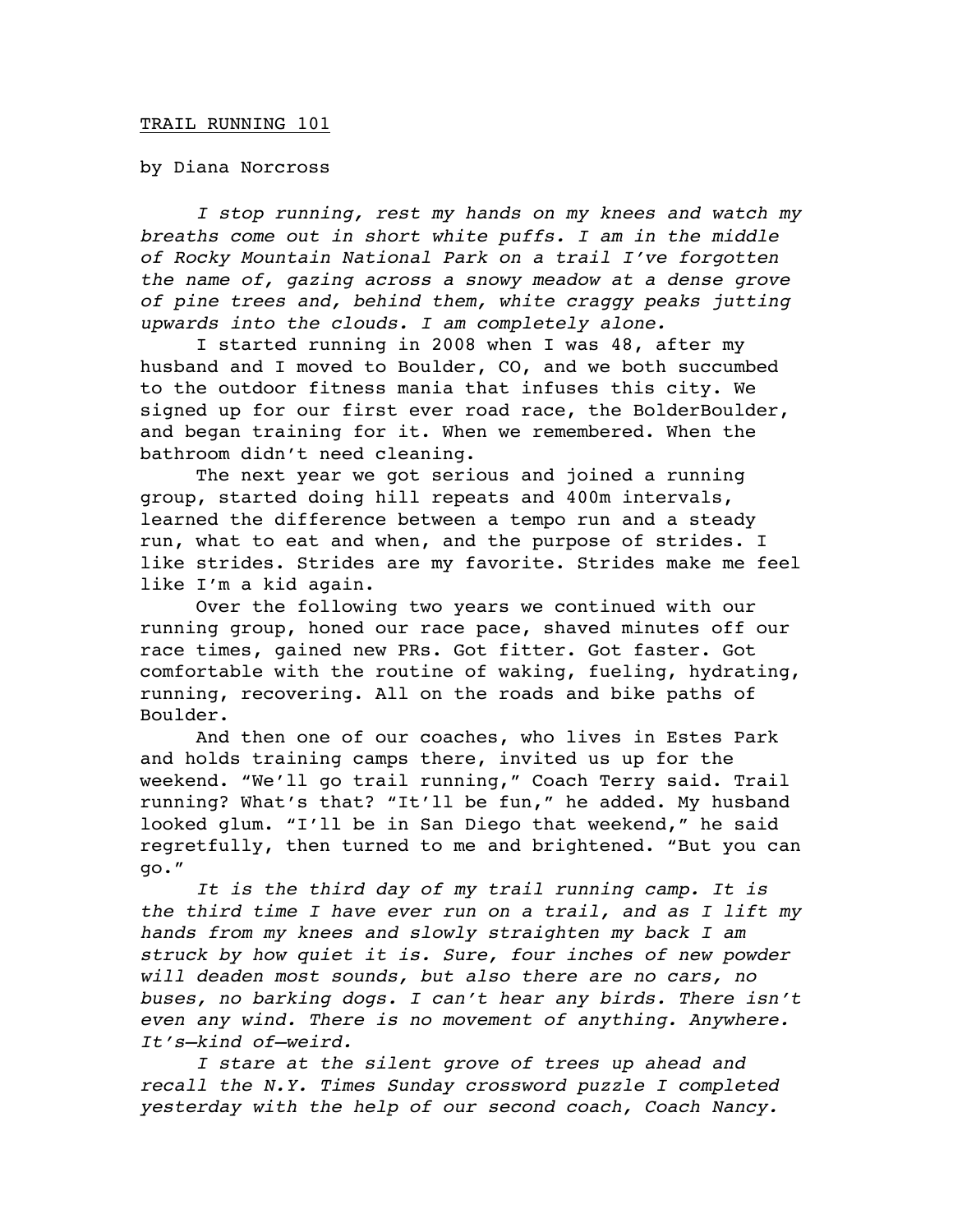TRAIL RUNNING 101

by Diana Norcross

*I stop running, rest my hands on my knees and watch my breaths come out in short white puffs. I am in the middle of Rocky Mountain National Park on a trail I've forgotten the name of, gazing across a snowy meadow at a dense grove of pine trees and, behind them, white craggy peaks jutting upwards into the clouds. I am completely alone.*

I started running in 2008 when I was 48, after my husband and I moved to Boulder, CO, and we both succumbed to the outdoor fitness mania that infuses this city. We signed up for our first ever road race, the BolderBoulder, and began training for it. When we remembered. When the bathroom didn't need cleaning.

The next year we got serious and joined a running group, started doing hill repeats and 400m intervals, learned the difference between a tempo run and a steady run, what to eat and when, and the purpose of strides. I like strides. Strides are my favorite. Strides make me feel like I'm a kid again.

Over the following two years we continued with our running group, honed our race pace, shaved minutes off our race times, gained new PRs. Got fitter. Got faster. Got comfortable with the routine of waking, fueling, hydrating, running, recovering. All on the roads and bike paths of Boulder.

And then one of our coaches, who lives in Estes Park and holds training camps there, invited us up for the weekend. "We'll go trail running," Coach Terry said. Trail running? What's that? "It'll be fun," he added. My husband looked glum. "I'll be in San Diego that weekend," he said regretfully, then turned to me and brightened. "But you can go."

*It is the third day of my trail running camp. It is the third time I have ever run on a trail, and as I lift my hands from my knees and slowly straighten my back I am struck by how quiet it is. Sure, four inches of new powder will deaden most sounds, but also there are no cars, no buses, no barking dogs. I can't hear any birds. There isn't even any wind. There is no movement of anything. Anywhere. It's—kind of—weird.*

*I stare at the silent grove of trees up ahead and recall the N.Y. Times Sunday crossword puzzle I completed yesterday with the help of our second coach, Coach Nancy.*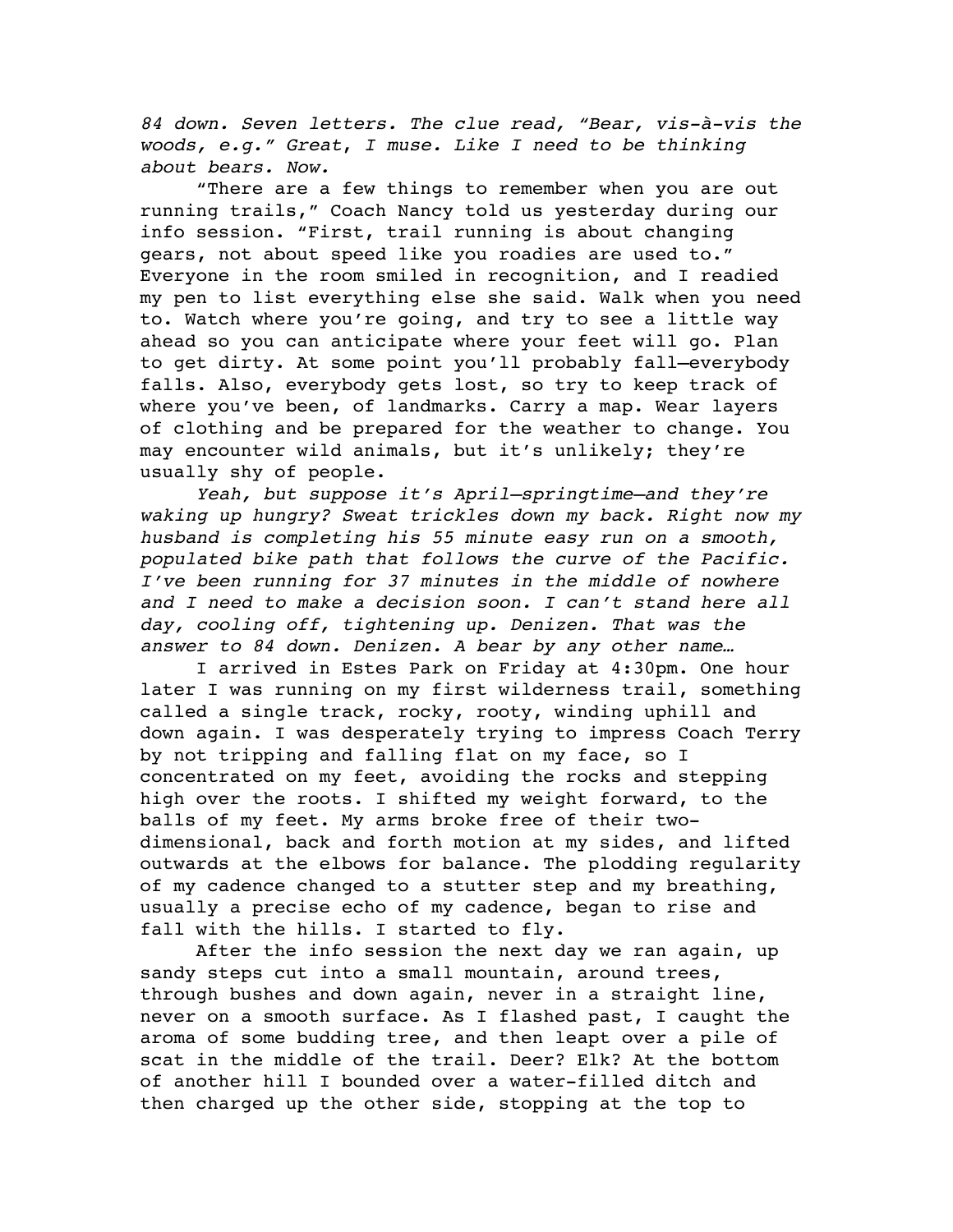*84 down. Seven letters. The clue read, "Bear, vis-à-vis the woods, e.g." Great, I muse. Like I need to be thinking about bears. Now.*

"There are a few things to remember when you are out running trails," Coach Nancy told us yesterday during our info session. "First, trail running is about changing gears, not about speed like you roadies are used to." Everyone in the room smiled in recognition, and I readied my pen to list everything else she said. Walk when you need to. Watch where you're going, and try to see a little way ahead so you can anticipate where your feet will go. Plan to get dirty. At some point you'll probably fall—everybody falls. Also, everybody gets lost, so try to keep track of where you've been, of landmarks. Carry a map. Wear layers of clothing and be prepared for the weather to change. You may encounter wild animals, but it's unlikely; they're usually shy of people.

*Yeah, but suppose it's April—springtime—and they're waking up hungry? Sweat trickles down my back. Right now my husband is completing his 55 minute easy run on a smooth, populated bike path that follows the curve of the Pacific. I've been running for 37 minutes in the middle of nowhere and I need to make a decision soon. I can't stand here all day, cooling off, tightening up. Denizen. That was the answer to 84 down. Denizen. A bear by any other name…*

I arrived in Estes Park on Friday at 4:30pm. One hour later I was running on my first wilderness trail, something called a single track, rocky, rooty, winding uphill and down again. I was desperately trying to impress Coach Terry by not tripping and falling flat on my face, so I concentrated on my feet, avoiding the rocks and stepping high over the roots. I shifted my weight forward, to the balls of my feet. My arms broke free of their two-dimensional, back and forth motion at my sides, and lifted outwards at the elbows for balance. The plodding regularity of my cadence changed to a stutter step and my breathing, usually a precise echo of my cadence, began to rise and fall with the hills. I started to fly.

After the info session the next day we ran again, up sandy steps cut into a small mountain, around trees, through bushes and down again, never in a straight line, never on a smooth surface. As I flashed past, I caught the aroma of some budding tree, and then leapt over a pile of scat in the middle of the trail. Deer? Elk? At the bottom of another hill I bounded over a water-filled ditch and then charged up the other side, stopping at the top to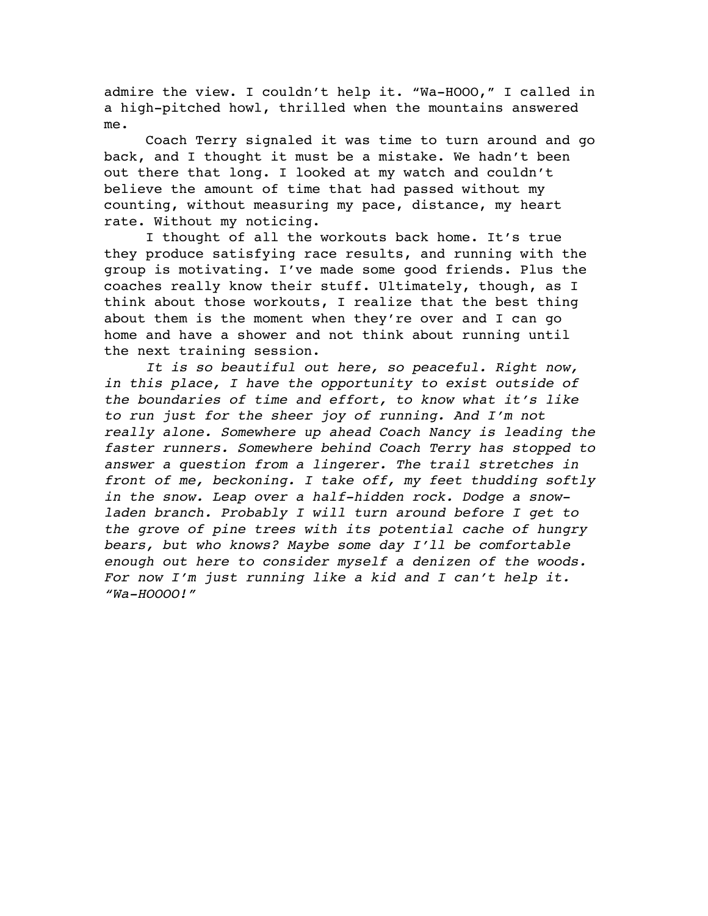admire the view. I couldn't help it. "Wa-HOOO," I called in a high-pitched howl, thrilled when the mountains answered me.

Coach Terry signaled it was time to turn around and go back, and I thought it must be a mistake. We hadn't been out there that long. I looked at my watch and couldn't believe the amount of time that had passed without my counting, without measuring my pace, distance, my heart rate. Without my noticing.

I thought of all the workouts back home. It's true they produce satisfying race results, and running with the group is motivating. I've made some good friends. Plus the coaches really know their stuff. Ultimately, though, as I think about those workouts, I realize that the best thing about them is the moment when they're over and I can go home and have a shower and not think about running until the next training session.

*It is so beautiful out here, so peaceful. Right now, in this place, I have the opportunity to exist outside of the boundaries of time and effort, to know what it's like to run just for the sheer joy of running. And I'm not really alone. Somewhere up ahead Coach Nancy is leading the faster runners. Somewhere behind Coach Terry has stopped to answer a question from a lingerer. The trail stretches in front of me, beckoning. I take off, my feet thudding softly in the snow. Leap over a half-hidden rock. Dodge a snow-laden branch. Probably I will turn around before I get to the grove of pine trees with its potential cache of hungry bears, but who knows? Maybe some day I'll be comfortable enough out here to consider myself a denizen of the woods. For now I'm just running like a kid and I can't help it. "Wa-HOOOO!"*